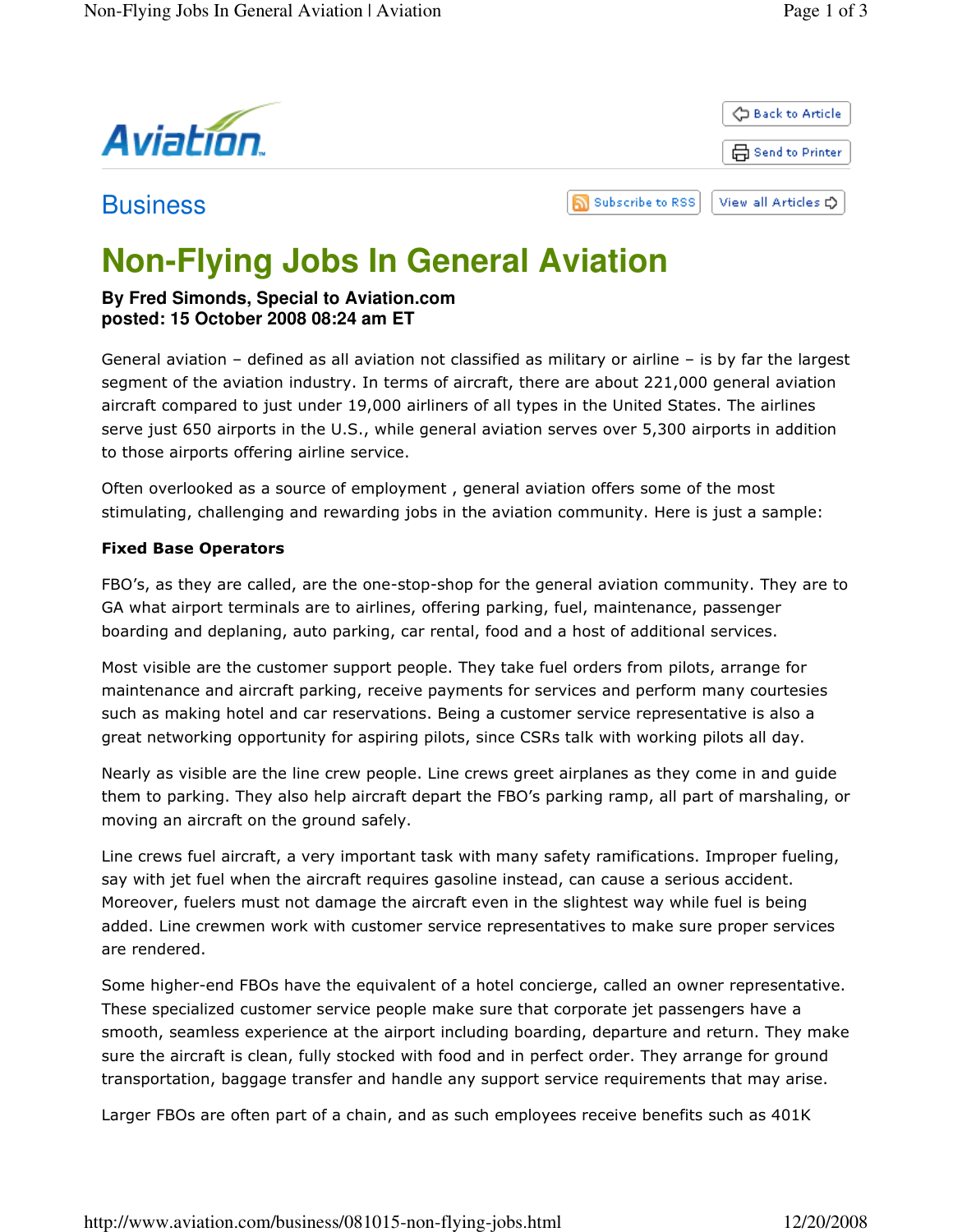Business

# Non-Flying Jobs In General Aviation

**By Fred Simonds, Special to Aviation.com**
**posted: 15 October 2008 08:24 am ET**

General aviation – defined as all aviation not classified as military or airline – is by far the largest segment of the aviation industry. In terms of aircraft, there are about 221,000 general aviation aircraft compared to just under 19,000 airliners of all types in the United States. The airlines serve just 650 airports in the U.S., while general aviation serves over 5,300 airports in addition to those airports offering airline service.

Often overlooked as a source of employment , general aviation offers some of the most stimulating, challenging and rewarding jobs in the aviation community. Here is just a sample:

**Fixed Base Operators**

FBO's, as they are called, are the one-stop-shop for the general aviation community. They are to GA what airport terminals are to airlines, offering parking, fuel, maintenance, passenger boarding and deplaning, auto parking, car rental, food and a host of additional services.

Most visible are the customer support people. They take fuel orders from pilots, arrange for maintenance and aircraft parking, receive payments for services and perform many courtesies such as making hotel and car reservations. Being a customer service representative is also a great networking opportunity for aspiring pilots, since CSRs talk with working pilots all day.

Nearly as visible are the line crew people. Line crews greet airplanes as they come in and guide them to parking. They also help aircraft depart the FBO's parking ramp, all part of marshaling, or moving an aircraft on the ground safely.

Line crews fuel aircraft, a very important task with many safety ramifications. Improper fueling, say with jet fuel when the aircraft requires gasoline instead, can cause a serious accident. Moreover, fuelers must not damage the aircraft even in the slightest way while fuel is being added. Line crewmen work with customer service representatives to make sure proper services are rendered.

Some higher-end FBOs have the equivalent of a hotel concierge, called an owner representative. These specialized customer service people make sure that corporate jet passengers have a smooth, seamless experience at the airport including boarding, departure and return. They make sure the aircraft is clean, fully stocked with food and in perfect order. They arrange for ground transportation, baggage transfer and handle any support service requirements that may arise.

Larger FBOs are often part of a chain, and as such employees receive benefits such as 401K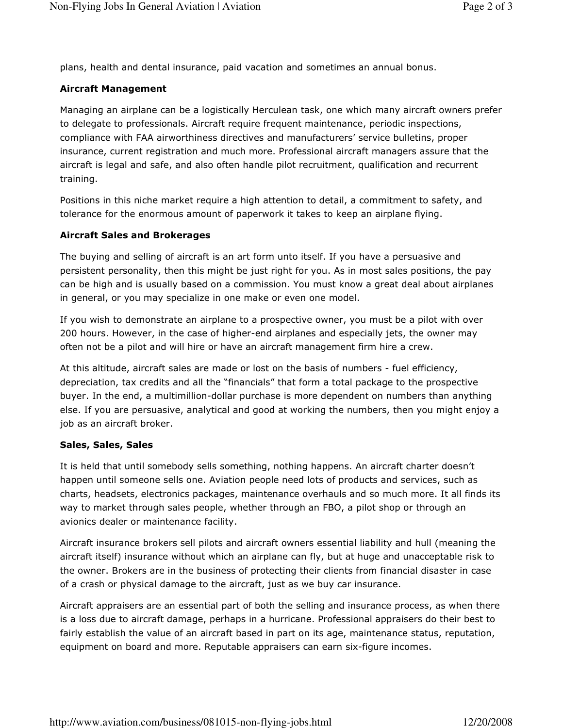plans, health and dental insurance, paid vacation and sometimes an annual bonus.

**Aircraft Management**

Managing an airplane can be a logistically Herculean task, one which many aircraft owners prefer to delegate to professionals. Aircraft require frequent maintenance, periodic inspections, compliance with FAA airworthiness directives and manufacturers' service bulletins, proper insurance, current registration and much more. Professional aircraft managers assure that the aircraft is legal and safe, and also often handle pilot recruitment, qualification and recurrent training.

Positions in this niche market require a high attention to detail, a commitment to safety, and tolerance for the enormous amount of paperwork it takes to keep an airplane flying.

**Aircraft Sales and Brokerages**

The buying and selling of aircraft is an art form unto itself. If you have a persuasive and persistent personality, then this might be just right for you. As in most sales positions, the pay can be high and is usually based on a commission. You must know a great deal about airplanes in general, or you may specialize in one make or even one model.

If you wish to demonstrate an airplane to a prospective owner, you must be a pilot with over 200 hours. However, in the case of higher-end airplanes and especially jets, the owner may often not be a pilot and will hire or have an aircraft management firm hire a crew.

At this altitude, aircraft sales are made or lost on the basis of numbers - fuel efficiency, depreciation, tax credits and all the "financials" that form a total package to the prospective buyer. In the end, a multimillion-dollar purchase is more dependent on numbers than anything else. If you are persuasive, analytical and good at working the numbers, then you might enjoy a job as an aircraft broker.

**Sales, Sales, Sales**

It is held that until somebody sells something, nothing happens. An aircraft charter doesn't happen until someone sells one. Aviation people need lots of products and services, such as charts, headsets, electronics packages, maintenance overhauls and so much more. It all finds its way to market through sales people, whether through an FBO, a pilot shop or through an avionics dealer or maintenance facility.

Aircraft insurance brokers sell pilots and aircraft owners essential liability and hull (meaning the aircraft itself) insurance without which an airplane can fly, but at huge and unacceptable risk to the owner. Brokers are in the business of protecting their clients from financial disaster in case of a crash or physical damage to the aircraft, just as we buy car insurance.

Aircraft appraisers are an essential part of both the selling and insurance process, as when there is a loss due to aircraft damage, perhaps in a hurricane. Professional appraisers do their best to fairly establish the value of an aircraft based in part on its age, maintenance status, reputation, equipment on board and more. Reputable appraisers can earn six-figure incomes.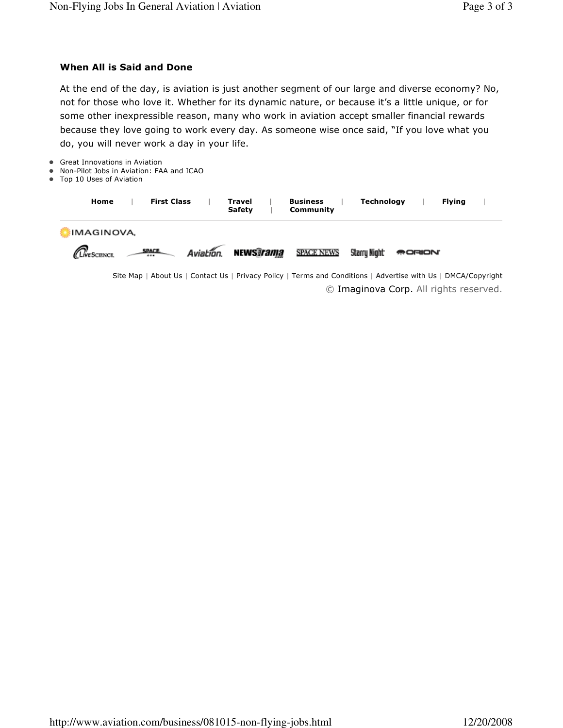### When All is Said and Done

At the end of the day, is aviation is just another segment of our large and diverse economy? No, not for those who love it. Whether for its dynamic nature, or because it's a little unique, or for some other inexpressible reason, many who work in aviation accept smaller financial rewards because they love going to work every day. As someone wise once said, "If you love what you do, you will never work a day in your life.

- Great Innovations in Aviation
- Non-Pilot Jobs in Aviation: FAA and ICAO
- Top 10 Uses of Aviation

Home | First Class | Travel Safety | Business Community | Technology | Flying |

IMAGINOVA.

LiveScience. SPACE Aviation. NEWSarama SPACE NEWS Starry Night ORION

Site Map | About Us | Contact Us | Privacy Policy | Terms and Conditions | Advertise with Us | DMCA/Copyright

© Imaginova Corp. All rights reserved.